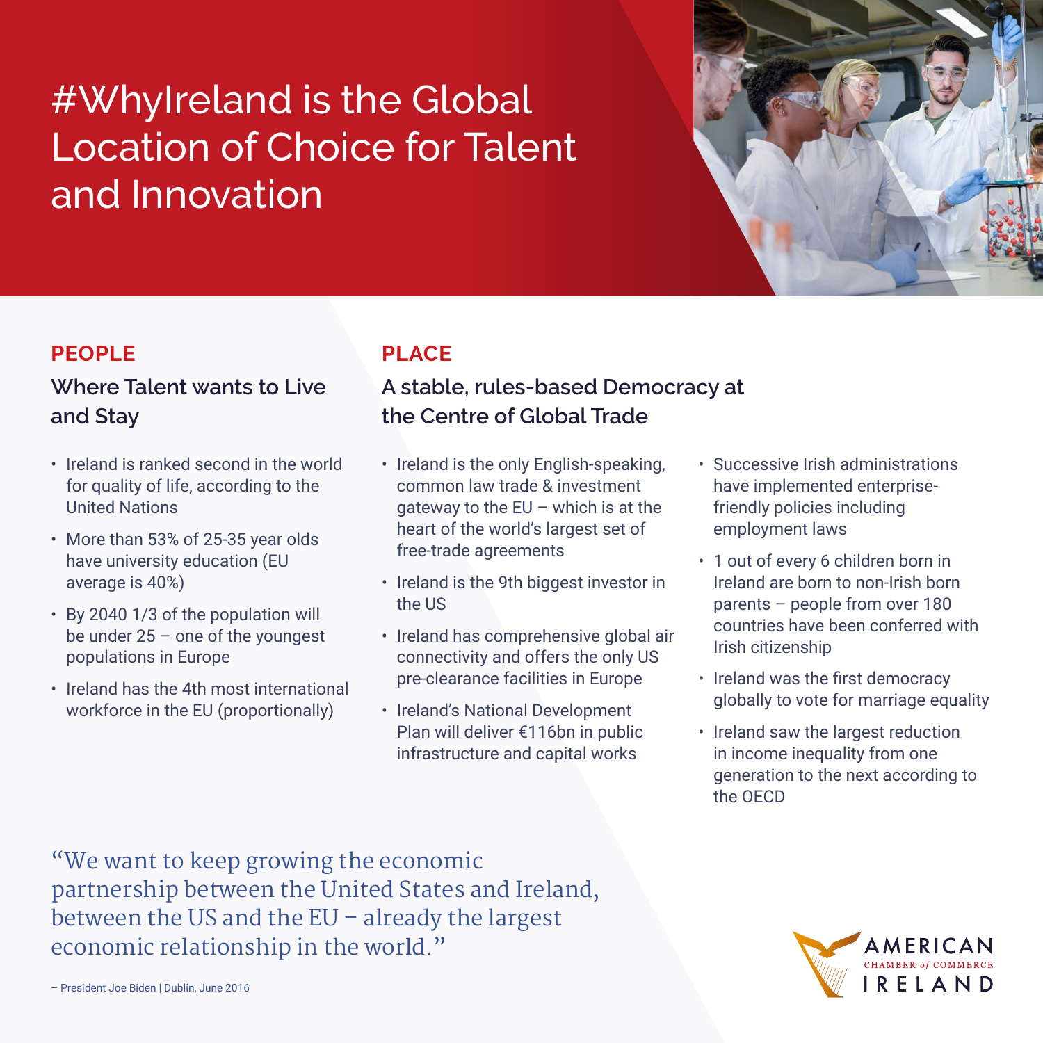# #WhyIreland is the Global Location of Choice for Talent and Innovation

## PEOPLE

### Where Talent wants to Live and Stay

- Ireland is ranked second in the world for quality of life, according to the United Nations
- More than 53% of 25-35 year olds have university education (EU average is 40%)
- By 2040 1/3 of the population will be under 25 – one of the youngest populations in Europe
- Ireland has the 4th most international workforce in the EU (proportionally)

## PLACE

### A stable, rules-based Democracy at the Centre of Global Trade

- Ireland is the only English-speaking, common law trade & investment gateway to the EU – which is at the heart of the world's largest set of free-trade agreements
- Ireland is the 9th biggest investor in the US
- Ireland has comprehensive global air connectivity and offers the only US pre-clearance facilities in Europe
- Ireland's National Development Plan will deliver €116bn in public infrastructure and capital works
- Successive Irish administrations have implemented enterprise-friendly policies including employment laws
- 1 out of every 6 children born in Ireland are born to non-Irish born parents – people from over 180 countries have been conferred with Irish citizenship
- Ireland was the first democracy globally to vote for marriage equality
- Ireland saw the largest reduction in income inequality from one generation to the next according to the OECD

"We want to keep growing the economic partnership between the United States and Ireland, between the US and the EU – already the largest economic relationship in the world."

– President Joe Biden | Dublin, June 2016

AMERICAN CHAMBER of COMMERCE IRELAND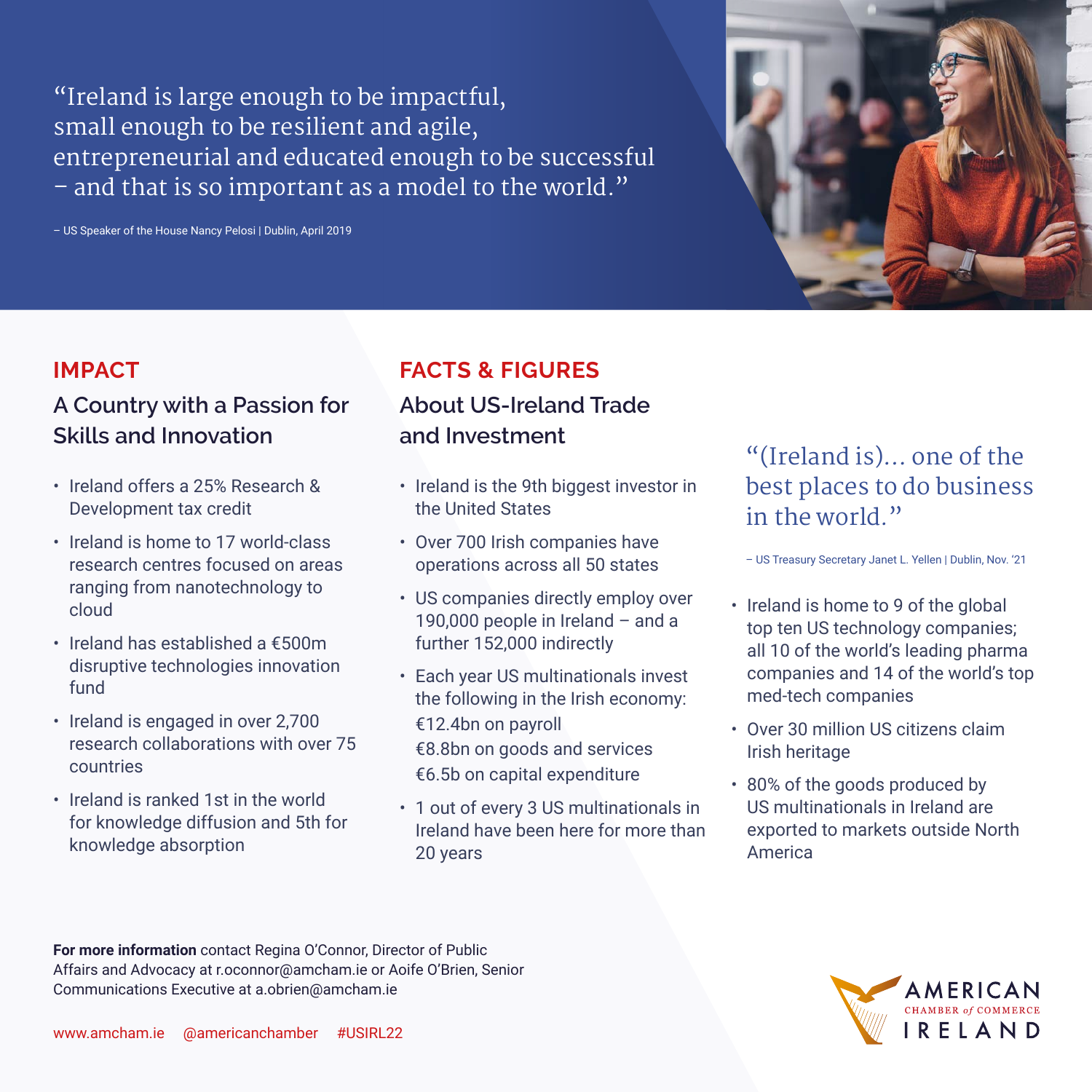> "Ireland is large enough to be impactful, small enough to be resilient and agile, entrepreneurial and educated enough to be successful – and that is so important as a model to the world."

– US Speaker of the House Nancy Pelosi | Dublin, April 2019

## IMPACT

### A Country with a Passion for Skills and Innovation

- Ireland offers a 25% Research & Development tax credit
- Ireland is home to 17 world-class research centres focused on areas ranging from nanotechnology to cloud
- Ireland has established a €500m disruptive technologies innovation fund
- Ireland is engaged in over 2,700 research collaborations with over 75 countries
- Ireland is ranked 1st in the world for knowledge diffusion and 5th for knowledge absorption

## FACTS & FIGURES

### About US-Ireland Trade and Investment

- Ireland is the 9th biggest investor in the United States
- Over 700 Irish companies have operations across all 50 states
- US companies directly employ over 190,000 people in Ireland – and a further 152,000 indirectly
- Each year US multinationals invest the following in the Irish economy:
  €12.4bn on payroll
  €8.8bn on goods and services
  €6.5b on capital expenditure
- 1 out of every 3 US multinationals in Ireland have been here for more than 20 years

> "(Ireland is)... one of the best places to do business in the world."

– US Treasury Secretary Janet L. Yellen | Dublin, Nov. '21

- Ireland is home to 9 of the global top ten US technology companies; all 10 of the world's leading pharma companies and 14 of the world's top med-tech companies
- Over 30 million US citizens claim Irish heritage
- 80% of the goods produced by US multinationals in Ireland are exported to markets outside North America

**For more information** contact Regina O'Connor, Director of Public Affairs and Advocacy at r.oconnor@amcham.ie or Aoife O'Brien, Senior Communications Executive at a.obrien@amcham.ie

www.amcham.ie @americanchamber #USIRL22

AMERICAN CHAMBER of COMMERCE IRELAND